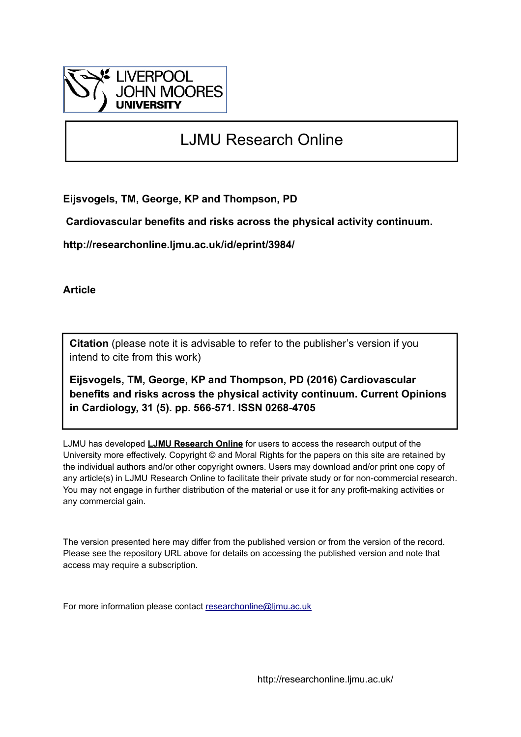LIVERPOOL
JOHN MOORES
UNIVERSITY

# LJMU Research Online

**Eijsvogels, TM, George, KP and Thompson, PD**

**Cardiovascular benefits and risks across the physical activity continuum.**

**http://researchonline.ljmu.ac.uk/id/eprint/3984/**

**Article**

**Citation** (please note it is advisable to refer to the publisher's version if you intend to cite from this work)

**Eijsvogels, TM, George, KP and Thompson, PD (2016) Cardiovascular benefits and risks across the physical activity continuum. Current Opinions in Cardiology, 31 (5). pp. 566-571. ISSN 0268-4705**

LJMU has developed **LJMU Research Online** for users to access the research output of the University more effectively. Copyright © and Moral Rights for the papers on this site are retained by the individual authors and/or other copyright owners. Users may download and/or print one copy of any article(s) in LJMU Research Online to facilitate their private study or for non-commercial research. You may not engage in further distribution of the material or use it for any profit-making activities or any commercial gain.

The version presented here may differ from the published version or from the version of the record. Please see the repository URL above for details on accessing the published version and note that access may require a subscription.

For more information please contact researchonline@ljmu.ac.uk

http://researchonline.ljmu.ac.uk/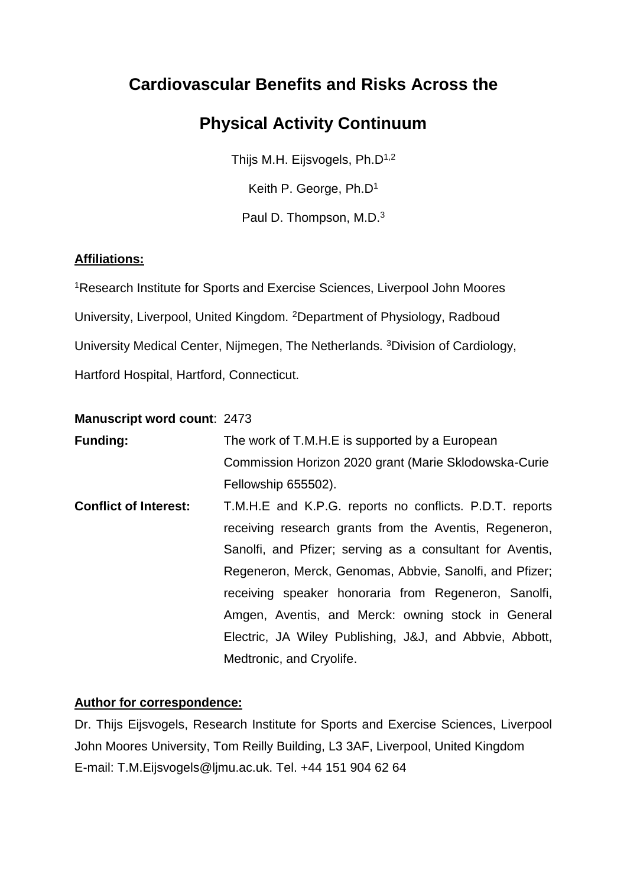# Cardiovascular Benefits and Risks Across the Physical Activity Continuum

Thijs M.H. Eijsvogels, Ph.D[1,2]

Keith P. George, Ph.D[1]

Paul D. Thompson, M.D.[3]

**Affiliations:**

[1]Research Institute for Sports and Exercise Sciences, Liverpool John Moores University, Liverpool, United Kingdom. [2]Department of Physiology, Radboud University Medical Center, Nijmegen, The Netherlands. [3]Division of Cardiology, Hartford Hospital, Hartford, Connecticut.

**Manuscript word count**: 2473

**Funding:** The work of T.M.H.E is supported by a European Commission Horizon 2020 grant (Marie Sklodowska-Curie Fellowship 655502).

**Conflict of Interest:** T.M.H.E and K.P.G. reports no conflicts. P.D.T. reports receiving research grants from the Aventis, Regeneron, Sanolfi, and Pfizer; serving as a consultant for Aventis, Regeneron, Merck, Genomas, Abbvie, Sanolfi, and Pfizer; receiving speaker honoraria from Regeneron, Sanolfi, Amgen, Aventis, and Merck: owning stock in General Electric, JA Wiley Publishing, J&J, and Abbvie, Abbott, Medtronic, and Cryolife.

**Author for correspondence:**

Dr. Thijs Eijsvogels, Research Institute for Sports and Exercise Sciences, Liverpool John Moores University, Tom Reilly Building, L3 3AF, Liverpool, United Kingdom
E-mail: T.M.Eijsvogels@ljmu.ac.uk. Tel. +44 151 904 62 64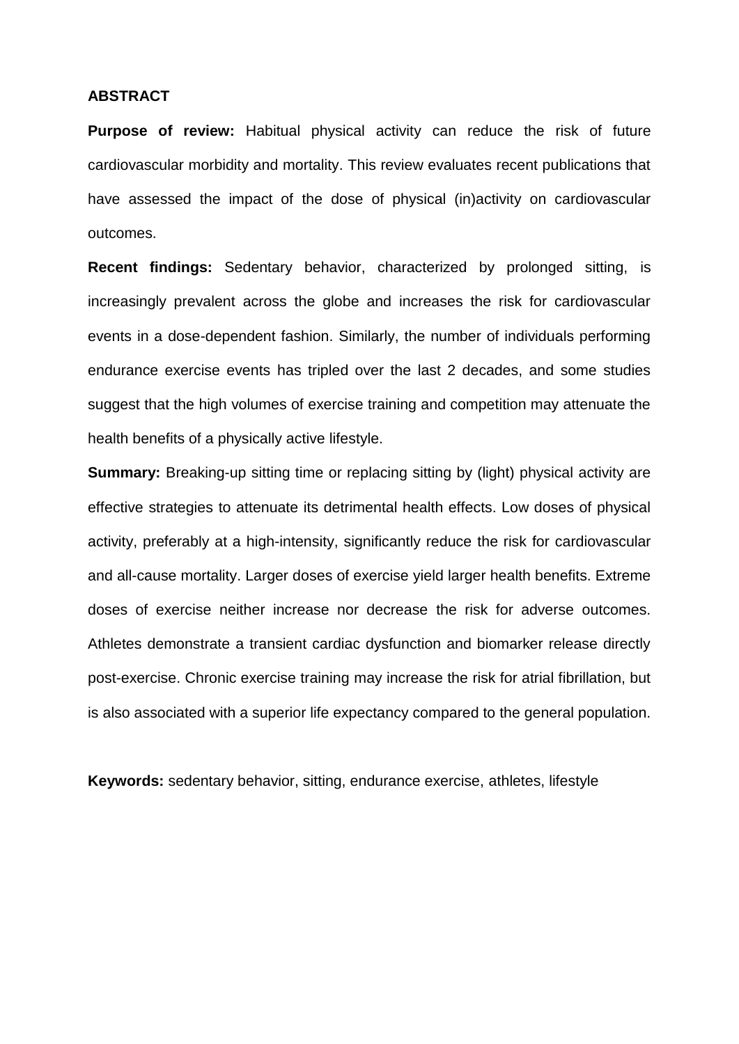## ABSTRACT

**Purpose of review:** Habitual physical activity can reduce the risk of future cardiovascular morbidity and mortality. This review evaluates recent publications that have assessed the impact of the dose of physical (in)activity on cardiovascular outcomes.

**Recent findings:** Sedentary behavior, characterized by prolonged sitting, is increasingly prevalent across the globe and increases the risk for cardiovascular events in a dose-dependent fashion. Similarly, the number of individuals performing endurance exercise events has tripled over the last 2 decades, and some studies suggest that the high volumes of exercise training and competition may attenuate the health benefits of a physically active lifestyle.

**Summary:** Breaking-up sitting time or replacing sitting by (light) physical activity are effective strategies to attenuate its detrimental health effects. Low doses of physical activity, preferably at a high-intensity, significantly reduce the risk for cardiovascular and all-cause mortality. Larger doses of exercise yield larger health benefits. Extreme doses of exercise neither increase nor decrease the risk for adverse outcomes. Athletes demonstrate a transient cardiac dysfunction and biomarker release directly post-exercise. Chronic exercise training may increase the risk for atrial fibrillation, but is also associated with a superior life expectancy compared to the general population.

**Keywords:** sedentary behavior, sitting, endurance exercise, athletes, lifestyle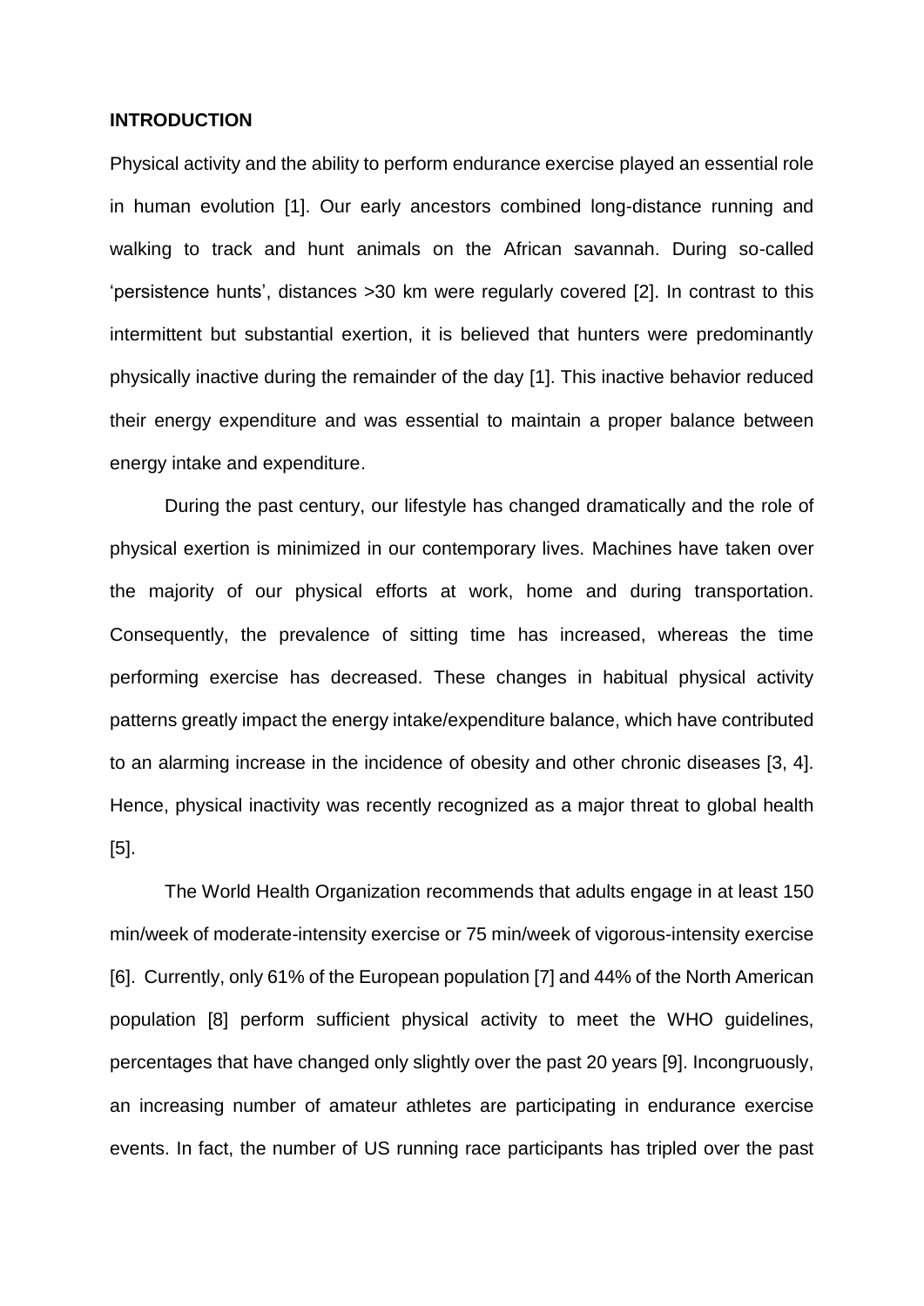## INTRODUCTION

Physical activity and the ability to perform endurance exercise played an essential role in human evolution [1]. Our early ancestors combined long-distance running and walking to track and hunt animals on the African savannah. During so-called 'persistence hunts', distances >30 km were regularly covered [2]. In contrast to this intermittent but substantial exertion, it is believed that hunters were predominantly physically inactive during the remainder of the day [1]. This inactive behavior reduced their energy expenditure and was essential to maintain a proper balance between energy intake and expenditure.

During the past century, our lifestyle has changed dramatically and the role of physical exertion is minimized in our contemporary lives. Machines have taken over the majority of our physical efforts at work, home and during transportation. Consequently, the prevalence of sitting time has increased, whereas the time performing exercise has decreased. These changes in habitual physical activity patterns greatly impact the energy intake/expenditure balance, which have contributed to an alarming increase in the incidence of obesity and other chronic diseases [3, 4]. Hence, physical inactivity was recently recognized as a major threat to global health [5].

The World Health Organization recommends that adults engage in at least 150 min/week of moderate-intensity exercise or 75 min/week of vigorous-intensity exercise [6]. Currently, only 61% of the European population [7] and 44% of the North American population [8] perform sufficient physical activity to meet the WHO guidelines, percentages that have changed only slightly over the past 20 years [9]. Incongruously, an increasing number of amateur athletes are participating in endurance exercise events. In fact, the number of US running race participants has tripled over the past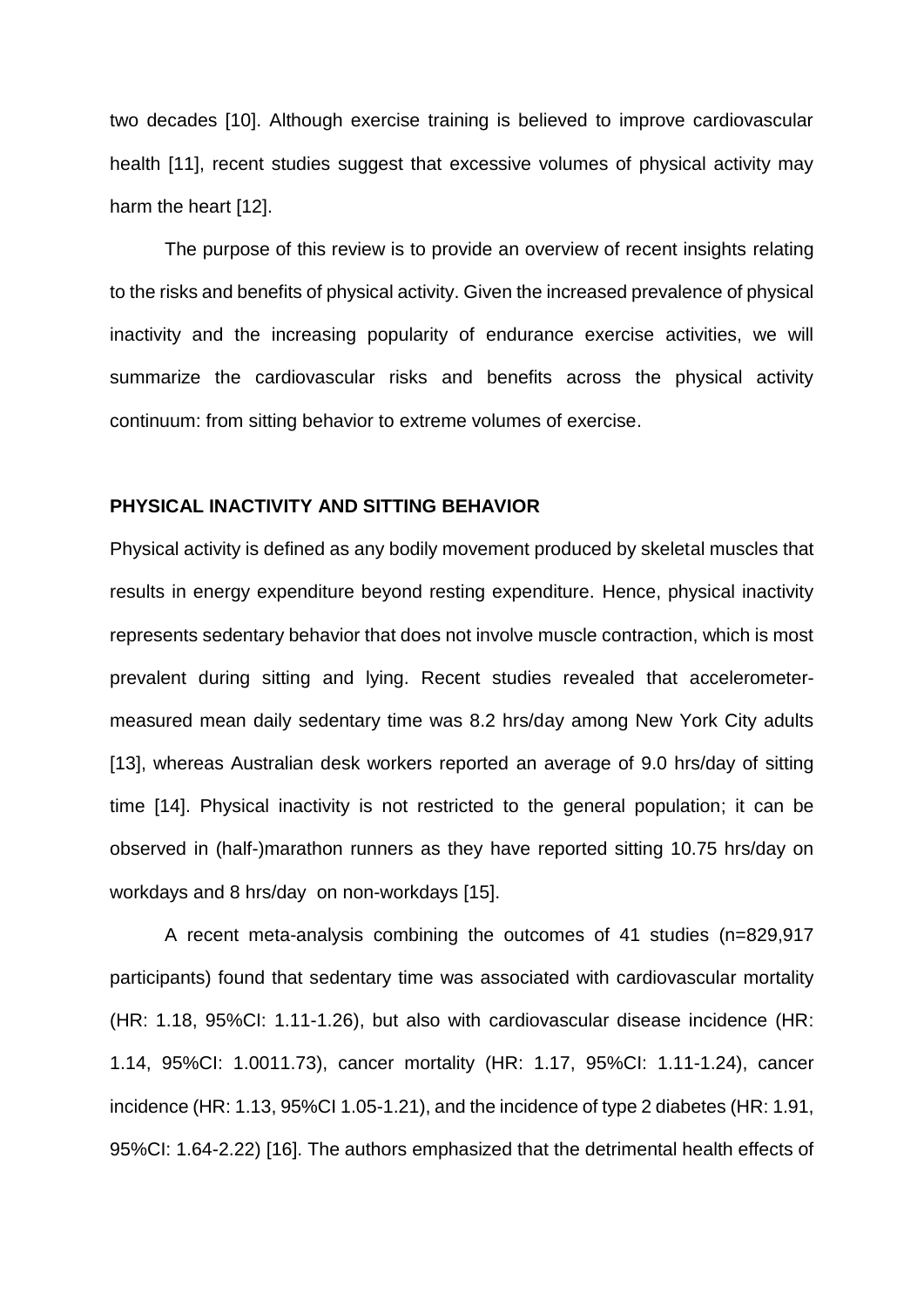two decades [10]. Although exercise training is believed to improve cardiovascular health [11], recent studies suggest that excessive volumes of physical activity may harm the heart [12].

The purpose of this review is to provide an overview of recent insights relating to the risks and benefits of physical activity. Given the increased prevalence of physical inactivity and the increasing popularity of endurance exercise activities, we will summarize the cardiovascular risks and benefits across the physical activity continuum: from sitting behavior to extreme volumes of exercise.

## PHYSICAL INACTIVITY AND SITTING BEHAVIOR

Physical activity is defined as any bodily movement produced by skeletal muscles that results in energy expenditure beyond resting expenditure. Hence, physical inactivity represents sedentary behavior that does not involve muscle contraction, which is most prevalent during sitting and lying. Recent studies revealed that accelerometer-measured mean daily sedentary time was 8.2 hrs/day among New York City adults [13], whereas Australian desk workers reported an average of 9.0 hrs/day of sitting time [14]. Physical inactivity is not restricted to the general population; it can be observed in (half-)marathon runners as they have reported sitting 10.75 hrs/day on workdays and 8 hrs/day on non-workdays [15].

A recent meta-analysis combining the outcomes of 41 studies (n=829,917 participants) found that sedentary time was associated with cardiovascular mortality (HR: 1.18, 95%CI: 1.11-1.26), but also with cardiovascular disease incidence (HR: 1.14, 95%CI: 1.0011.73), cancer mortality (HR: 1.17, 95%CI: 1.11-1.24), cancer incidence (HR: 1.13, 95%CI 1.05-1.21), and the incidence of type 2 diabetes (HR: 1.91, 95%CI: 1.64-2.22) [16]. The authors emphasized that the detrimental health effects of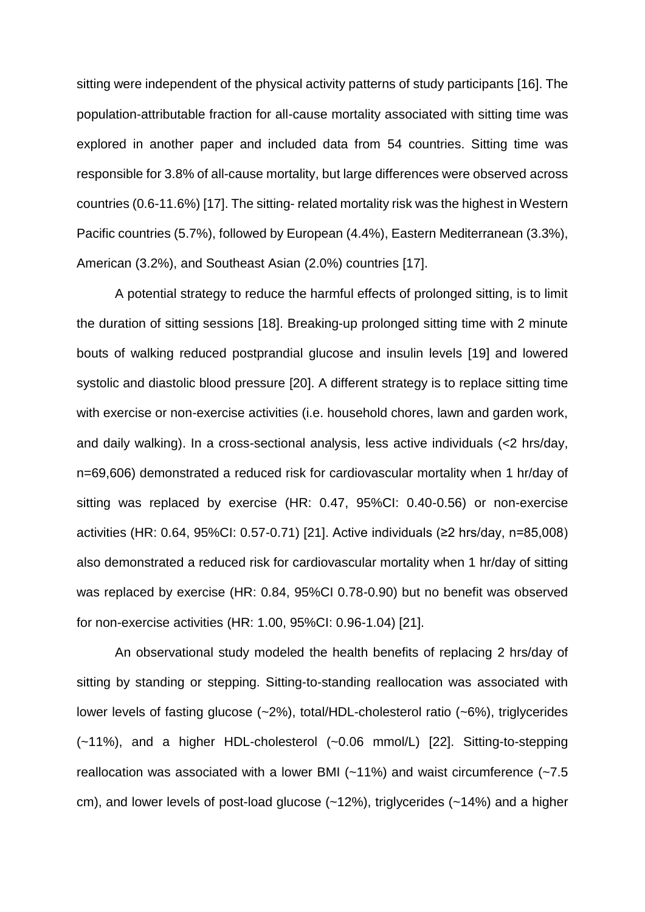sitting were independent of the physical activity patterns of study participants [16]. The population-attributable fraction for all-cause mortality associated with sitting time was explored in another paper and included data from 54 countries. Sitting time was responsible for 3.8% of all-cause mortality, but large differences were observed across countries (0.6-11.6%) [17]. The sitting- related mortality risk was the highest in Western Pacific countries (5.7%), followed by European (4.4%), Eastern Mediterranean (3.3%), American (3.2%), and Southeast Asian (2.0%) countries [17].

A potential strategy to reduce the harmful effects of prolonged sitting, is to limit the duration of sitting sessions [18]. Breaking-up prolonged sitting time with 2 minute bouts of walking reduced postprandial glucose and insulin levels [19] and lowered systolic and diastolic blood pressure [20]. A different strategy is to replace sitting time with exercise or non-exercise activities (i.e. household chores, lawn and garden work, and daily walking). In a cross-sectional analysis, less active individuals (<2 hrs/day, n=69,606) demonstrated a reduced risk for cardiovascular mortality when 1 hr/day of sitting was replaced by exercise (HR: 0.47, 95%CI: 0.40-0.56) or non-exercise activities (HR: 0.64, 95%CI: 0.57-0.71) [21]. Active individuals (≥2 hrs/day, n=85,008) also demonstrated a reduced risk for cardiovascular mortality when 1 hr/day of sitting was replaced by exercise (HR: 0.84, 95%CI 0.78-0.90) but no benefit was observed for non-exercise activities (HR: 1.00, 95%CI: 0.96-1.04) [21].

An observational study modeled the health benefits of replacing 2 hrs/day of sitting by standing or stepping. Sitting-to-standing reallocation was associated with lower levels of fasting glucose (~2%), total/HDL-cholesterol ratio (~6%), triglycerides (~11%), and a higher HDL-cholesterol (~0.06 mmol/L) [22]. Sitting-to-stepping reallocation was associated with a lower BMI (~11%) and waist circumference (~7.5 cm), and lower levels of post-load glucose (~12%), triglycerides (~14%) and a higher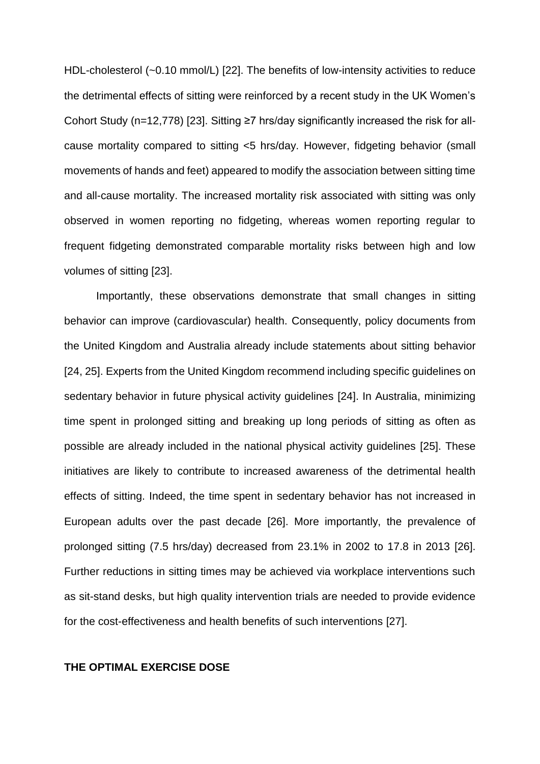HDL-cholesterol (~0.10 mmol/L) [22]. The benefits of low-intensity activities to reduce the detrimental effects of sitting were reinforced by a recent study in the UK Women's Cohort Study (n=12,778) [23]. Sitting ≥7 hrs/day significantly increased the risk for all-cause mortality compared to sitting <5 hrs/day. However, fidgeting behavior (small movements of hands and feet) appeared to modify the association between sitting time and all-cause mortality. The increased mortality risk associated with sitting was only observed in women reporting no fidgeting, whereas women reporting regular to frequent fidgeting demonstrated comparable mortality risks between high and low volumes of sitting [23].

Importantly, these observations demonstrate that small changes in sitting behavior can improve (cardiovascular) health. Consequently, policy documents from the United Kingdom and Australia already include statements about sitting behavior [24, 25]. Experts from the United Kingdom recommend including specific guidelines on sedentary behavior in future physical activity guidelines [24]. In Australia, minimizing time spent in prolonged sitting and breaking up long periods of sitting as often as possible are already included in the national physical activity guidelines [25]. These initiatives are likely to contribute to increased awareness of the detrimental health effects of sitting. Indeed, the time spent in sedentary behavior has not increased in European adults over the past decade [26]. More importantly, the prevalence of prolonged sitting (7.5 hrs/day) decreased from 23.1% in 2002 to 17.8 in 2013 [26]. Further reductions in sitting times may be achieved via workplace interventions such as sit-stand desks, but high quality intervention trials are needed to provide evidence for the cost-effectiveness and health benefits of such interventions [27].

## THE OPTIMAL EXERCISE DOSE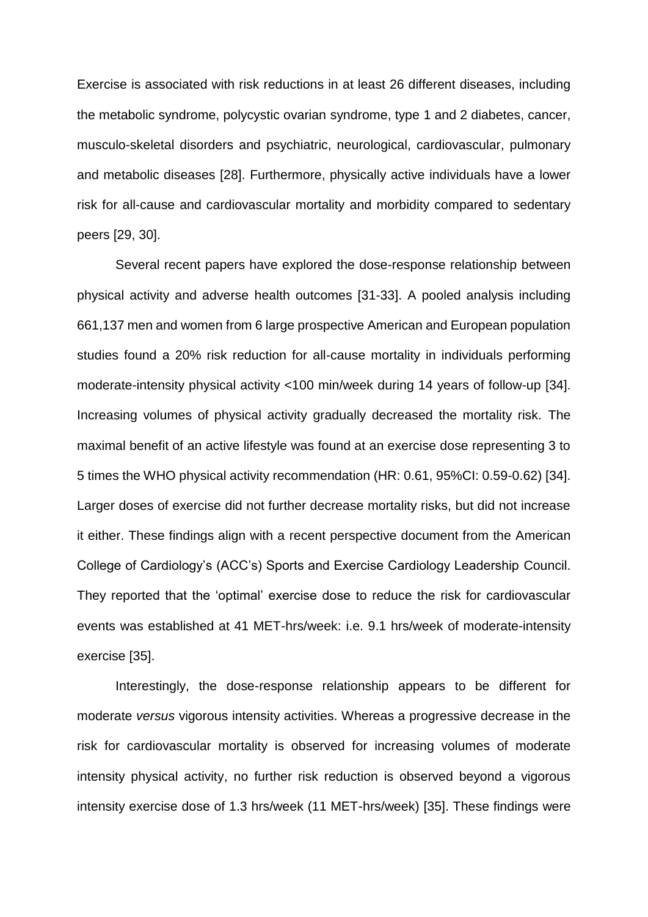Exercise is associated with risk reductions in at least 26 different diseases, including the metabolic syndrome, polycystic ovarian syndrome, type 1 and 2 diabetes, cancer, musculo-skeletal disorders and psychiatric, neurological, cardiovascular, pulmonary and metabolic diseases [28]. Furthermore, physically active individuals have a lower risk for all-cause and cardiovascular mortality and morbidity compared to sedentary peers [29, 30].

Several recent papers have explored the dose-response relationship between physical activity and adverse health outcomes [31-33]. A pooled analysis including 661,137 men and women from 6 large prospective American and European population studies found a 20% risk reduction for all-cause mortality in individuals performing moderate-intensity physical activity <100 min/week during 14 years of follow-up [34]. Increasing volumes of physical activity gradually decreased the mortality risk. The maximal benefit of an active lifestyle was found at an exercise dose representing 3 to 5 times the WHO physical activity recommendation (HR: 0.61, 95%CI: 0.59-0.62) [34]. Larger doses of exercise did not further decrease mortality risks, but did not increase it either. These findings align with a recent perspective document from the American College of Cardiology's (ACC's) Sports and Exercise Cardiology Leadership Council. They reported that the 'optimal' exercise dose to reduce the risk for cardiovascular events was established at 41 MET-hrs/week: i.e. 9.1 hrs/week of moderate-intensity exercise [35].

Interestingly, the dose-response relationship appears to be different for moderate *versus* vigorous intensity activities. Whereas a progressive decrease in the risk for cardiovascular mortality is observed for increasing volumes of moderate intensity physical activity, no further risk reduction is observed beyond a vigorous intensity exercise dose of 1.3 hrs/week (11 MET-hrs/week) [35]. These findings were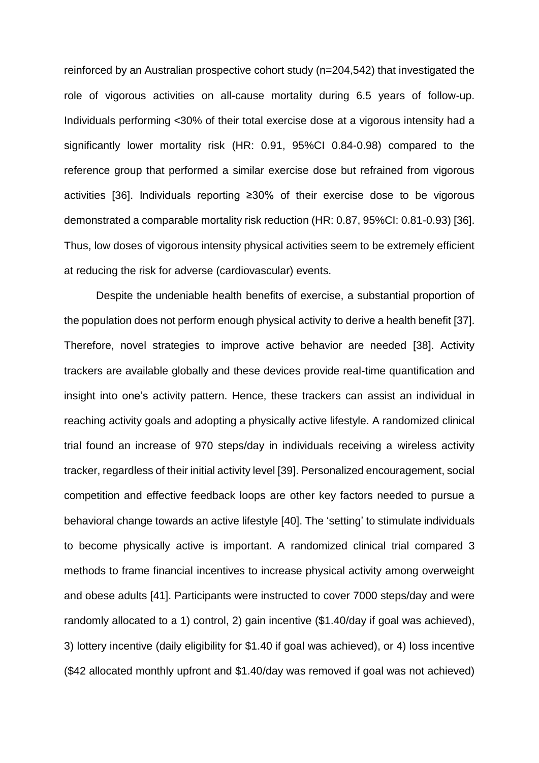reinforced by an Australian prospective cohort study (n=204,542) that investigated the role of vigorous activities on all-cause mortality during 6.5 years of follow-up. Individuals performing <30% of their total exercise dose at a vigorous intensity had a significantly lower mortality risk (HR: 0.91, 95%CI 0.84-0.98) compared to the reference group that performed a similar exercise dose but refrained from vigorous activities [36]. Individuals reporting ≥30% of their exercise dose to be vigorous demonstrated a comparable mortality risk reduction (HR: 0.87, 95%CI: 0.81-0.93) [36]. Thus, low doses of vigorous intensity physical activities seem to be extremely efficient at reducing the risk for adverse (cardiovascular) events.

Despite the undeniable health benefits of exercise, a substantial proportion of the population does not perform enough physical activity to derive a health benefit [37]. Therefore, novel strategies to improve active behavior are needed [38]. Activity trackers are available globally and these devices provide real-time quantification and insight into one's activity pattern. Hence, these trackers can assist an individual in reaching activity goals and adopting a physically active lifestyle. A randomized clinical trial found an increase of 970 steps/day in individuals receiving a wireless activity tracker, regardless of their initial activity level [39]. Personalized encouragement, social competition and effective feedback loops are other key factors needed to pursue a behavioral change towards an active lifestyle [40]. The 'setting' to stimulate individuals to become physically active is important. A randomized clinical trial compared 3 methods to frame financial incentives to increase physical activity among overweight and obese adults [41]. Participants were instructed to cover 7000 steps/day and were randomly allocated to a 1) control, 2) gain incentive ($1.40/day if goal was achieved), 3) lottery incentive (daily eligibility for $1.40 if goal was achieved), or 4) loss incentive ($42 allocated monthly upfront and $1.40/day was removed if goal was not achieved)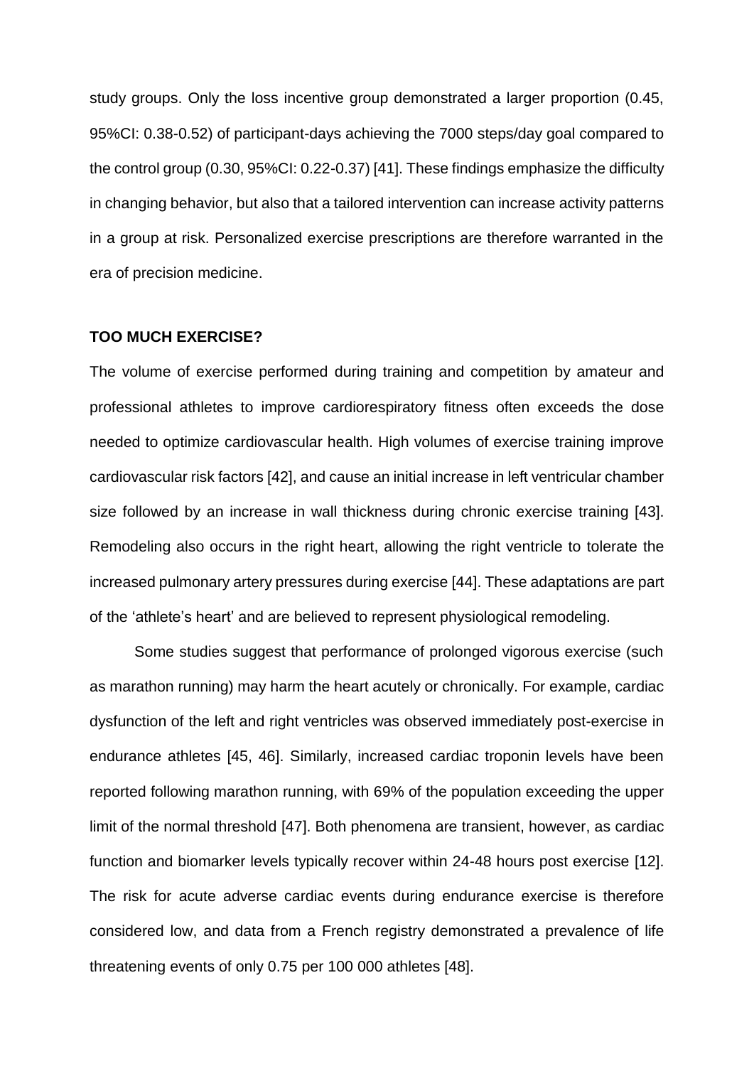study groups. Only the loss incentive group demonstrated a larger proportion (0.45, 95%CI: 0.38-0.52) of participant-days achieving the 7000 steps/day goal compared to the control group (0.30, 95%CI: 0.22-0.37) [41]. These findings emphasize the difficulty in changing behavior, but also that a tailored intervention can increase activity patterns in a group at risk. Personalized exercise prescriptions are therefore warranted in the era of precision medicine.

## TOO MUCH EXERCISE?

The volume of exercise performed during training and competition by amateur and professional athletes to improve cardiorespiratory fitness often exceeds the dose needed to optimize cardiovascular health. High volumes of exercise training improve cardiovascular risk factors [42], and cause an initial increase in left ventricular chamber size followed by an increase in wall thickness during chronic exercise training [43]. Remodeling also occurs in the right heart, allowing the right ventricle to tolerate the increased pulmonary artery pressures during exercise [44]. These adaptations are part of the 'athlete's heart' and are believed to represent physiological remodeling.

Some studies suggest that performance of prolonged vigorous exercise (such as marathon running) may harm the heart acutely or chronically. For example, cardiac dysfunction of the left and right ventricles was observed immediately post-exercise in endurance athletes [45, 46]. Similarly, increased cardiac troponin levels have been reported following marathon running, with 69% of the population exceeding the upper limit of the normal threshold [47]. Both phenomena are transient, however, as cardiac function and biomarker levels typically recover within 24-48 hours post exercise [12]. The risk for acute adverse cardiac events during endurance exercise is therefore considered low, and data from a French registry demonstrated a prevalence of life threatening events of only 0.75 per 100 000 athletes [48].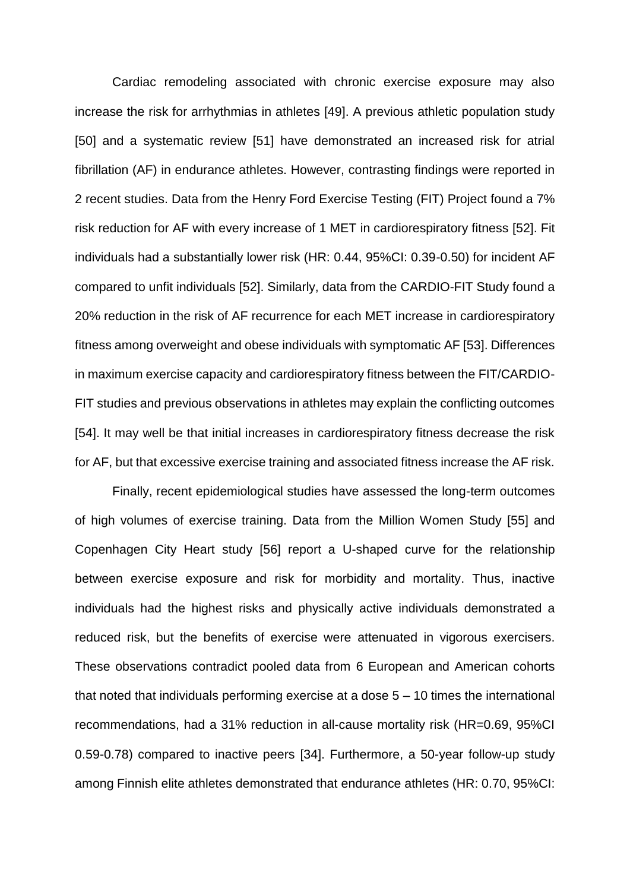Cardiac remodeling associated with chronic exercise exposure may also increase the risk for arrhythmias in athletes [49]. A previous athletic population study [50] and a systematic review [51] have demonstrated an increased risk for atrial fibrillation (AF) in endurance athletes. However, contrasting findings were reported in 2 recent studies. Data from the Henry Ford Exercise Testing (FIT) Project found a 7% risk reduction for AF with every increase of 1 MET in cardiorespiratory fitness [52]. Fit individuals had a substantially lower risk (HR: 0.44, 95%CI: 0.39-0.50) for incident AF compared to unfit individuals [52]. Similarly, data from the CARDIO-FIT Study found a 20% reduction in the risk of AF recurrence for each MET increase in cardiorespiratory fitness among overweight and obese individuals with symptomatic AF [53]. Differences in maximum exercise capacity and cardiorespiratory fitness between the FIT/CARDIO-FIT studies and previous observations in athletes may explain the conflicting outcomes [54]. It may well be that initial increases in cardiorespiratory fitness decrease the risk for AF, but that excessive exercise training and associated fitness increase the AF risk.

Finally, recent epidemiological studies have assessed the long-term outcomes of high volumes of exercise training. Data from the Million Women Study [55] and Copenhagen City Heart study [56] report a U-shaped curve for the relationship between exercise exposure and risk for morbidity and mortality. Thus, inactive individuals had the highest risks and physically active individuals demonstrated a reduced risk, but the benefits of exercise were attenuated in vigorous exercisers. These observations contradict pooled data from 6 European and American cohorts that noted that individuals performing exercise at a dose 5 – 10 times the international recommendations, had a 31% reduction in all-cause mortality risk (HR=0.69, 95%CI 0.59-0.78) compared to inactive peers [34]. Furthermore, a 50-year follow-up study among Finnish elite athletes demonstrated that endurance athletes (HR: 0.70, 95%CI: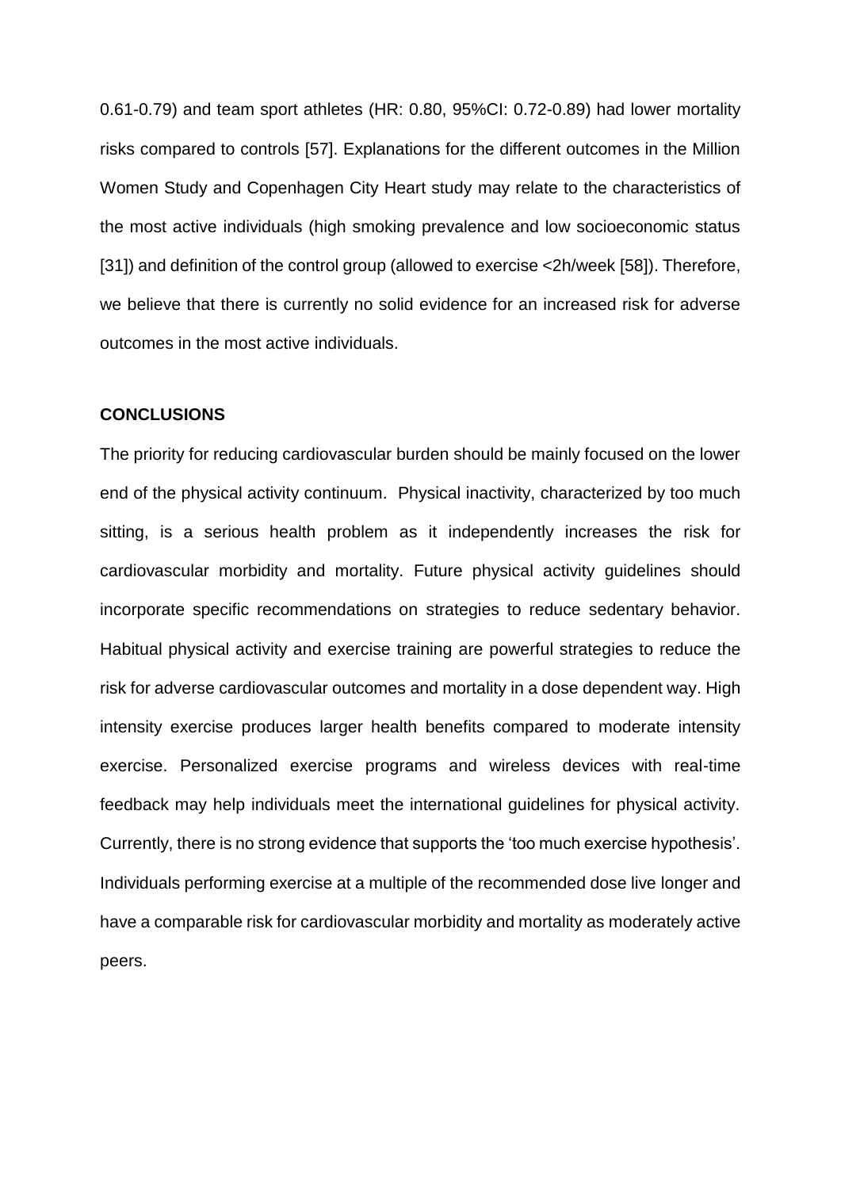0.61-0.79) and team sport athletes (HR: 0.80, 95%CI: 0.72-0.89) had lower mortality risks compared to controls [57]. Explanations for the different outcomes in the Million Women Study and Copenhagen City Heart study may relate to the characteristics of the most active individuals (high smoking prevalence and low socioeconomic status [31]) and definition of the control group (allowed to exercise <2h/week [58]). Therefore, we believe that there is currently no solid evidence for an increased risk for adverse outcomes in the most active individuals.

## CONCLUSIONS

The priority for reducing cardiovascular burden should be mainly focused on the lower end of the physical activity continuum. Physical inactivity, characterized by too much sitting, is a serious health problem as it independently increases the risk for cardiovascular morbidity and mortality. Future physical activity guidelines should incorporate specific recommendations on strategies to reduce sedentary behavior. Habitual physical activity and exercise training are powerful strategies to reduce the risk for adverse cardiovascular outcomes and mortality in a dose dependent way. High intensity exercise produces larger health benefits compared to moderate intensity exercise. Personalized exercise programs and wireless devices with real-time feedback may help individuals meet the international guidelines for physical activity. Currently, there is no strong evidence that supports the 'too much exercise hypothesis'. Individuals performing exercise at a multiple of the recommended dose live longer and have a comparable risk for cardiovascular morbidity and mortality as moderately active peers.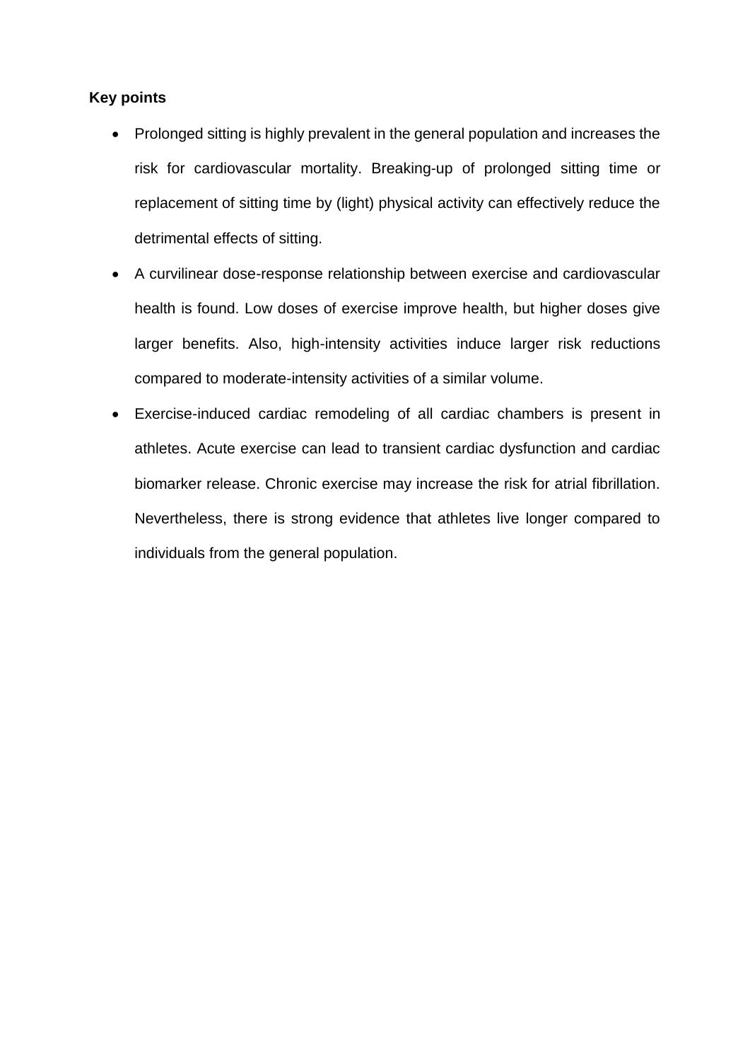**Key points**

- Prolonged sitting is highly prevalent in the general population and increases the risk for cardiovascular mortality. Breaking-up of prolonged sitting time or replacement of sitting time by (light) physical activity can effectively reduce the detrimental effects of sitting.
- A curvilinear dose-response relationship between exercise and cardiovascular health is found. Low doses of exercise improve health, but higher doses give larger benefits. Also, high-intensity activities induce larger risk reductions compared to moderate-intensity activities of a similar volume.
- Exercise-induced cardiac remodeling of all cardiac chambers is present in athletes. Acute exercise can lead to transient cardiac dysfunction and cardiac biomarker release. Chronic exercise may increase the risk for atrial fibrillation. Nevertheless, there is strong evidence that athletes live longer compared to individuals from the general population.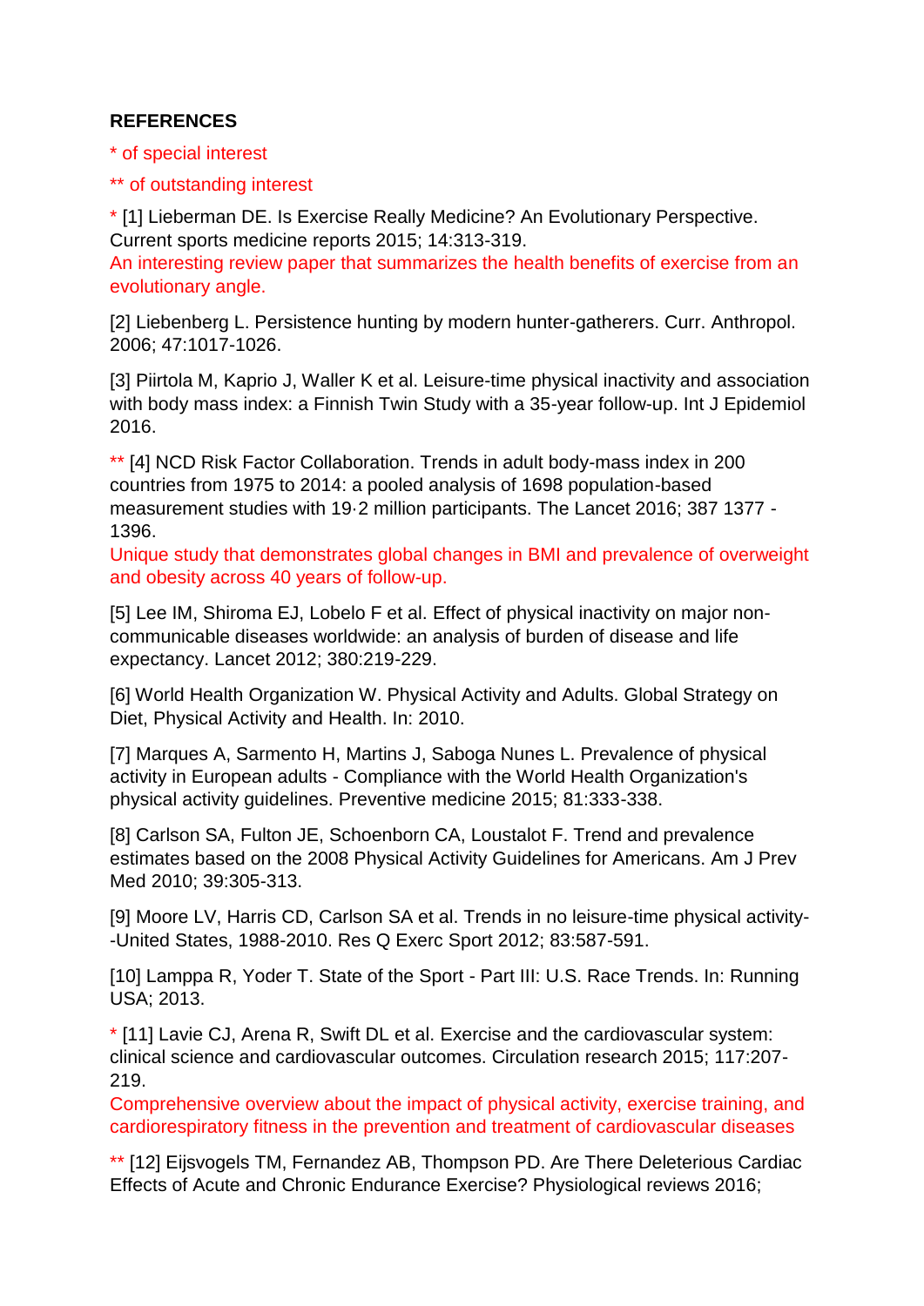**REFERENCES**

* of special interest

** of outstanding interest

* [1] Lieberman DE. Is Exercise Really Medicine? An Evolutionary Perspective. Current sports medicine reports 2015; 14:313-319.
An interesting review paper that summarizes the health benefits of exercise from an evolutionary angle.

[2] Liebenberg L. Persistence hunting by modern hunter-gatherers. Curr. Anthropol. 2006; 47:1017-1026.

[3] Piirtola M, Kaprio J, Waller K et al. Leisure-time physical inactivity and association with body mass index: a Finnish Twin Study with a 35-year follow-up. Int J Epidemiol 2016.

** [4] NCD Risk Factor Collaboration. Trends in adult body-mass index in 200 countries from 1975 to 2014: a pooled analysis of 1698 population-based measurement studies with 19·2 million participants. The Lancet 2016; 387 1377 - 1396.
Unique study that demonstrates global changes in BMI and prevalence of overweight and obesity across 40 years of follow-up.

[5] Lee IM, Shiroma EJ, Lobelo F et al. Effect of physical inactivity on major non-communicable diseases worldwide: an analysis of burden of disease and life expectancy. Lancet 2012; 380:219-229.

[6] World Health Organization W. Physical Activity and Adults. Global Strategy on Diet, Physical Activity and Health. In: 2010.

[7] Marques A, Sarmento H, Martins J, Saboga Nunes L. Prevalence of physical activity in European adults - Compliance with the World Health Organization's physical activity guidelines. Preventive medicine 2015; 81:333-338.

[8] Carlson SA, Fulton JE, Schoenborn CA, Loustalot F. Trend and prevalence estimates based on the 2008 Physical Activity Guidelines for Americans. Am J Prev Med 2010; 39:305-313.

[9] Moore LV, Harris CD, Carlson SA et al. Trends in no leisure-time physical activity--United States, 1988-2010. Res Q Exerc Sport 2012; 83:587-591.

[10] Lamppa R, Yoder T. State of the Sport - Part III: U.S. Race Trends. In: Running USA; 2013.

* [11] Lavie CJ, Arena R, Swift DL et al. Exercise and the cardiovascular system: clinical science and cardiovascular outcomes. Circulation research 2015; 117:207-219.
Comprehensive overview about the impact of physical activity, exercise training, and cardiorespiratory fitness in the prevention and treatment of cardiovascular diseases

** [12] Eijsvogels TM, Fernandez AB, Thompson PD. Are There Deleterious Cardiac Effects of Acute and Chronic Endurance Exercise? Physiological reviews 2016;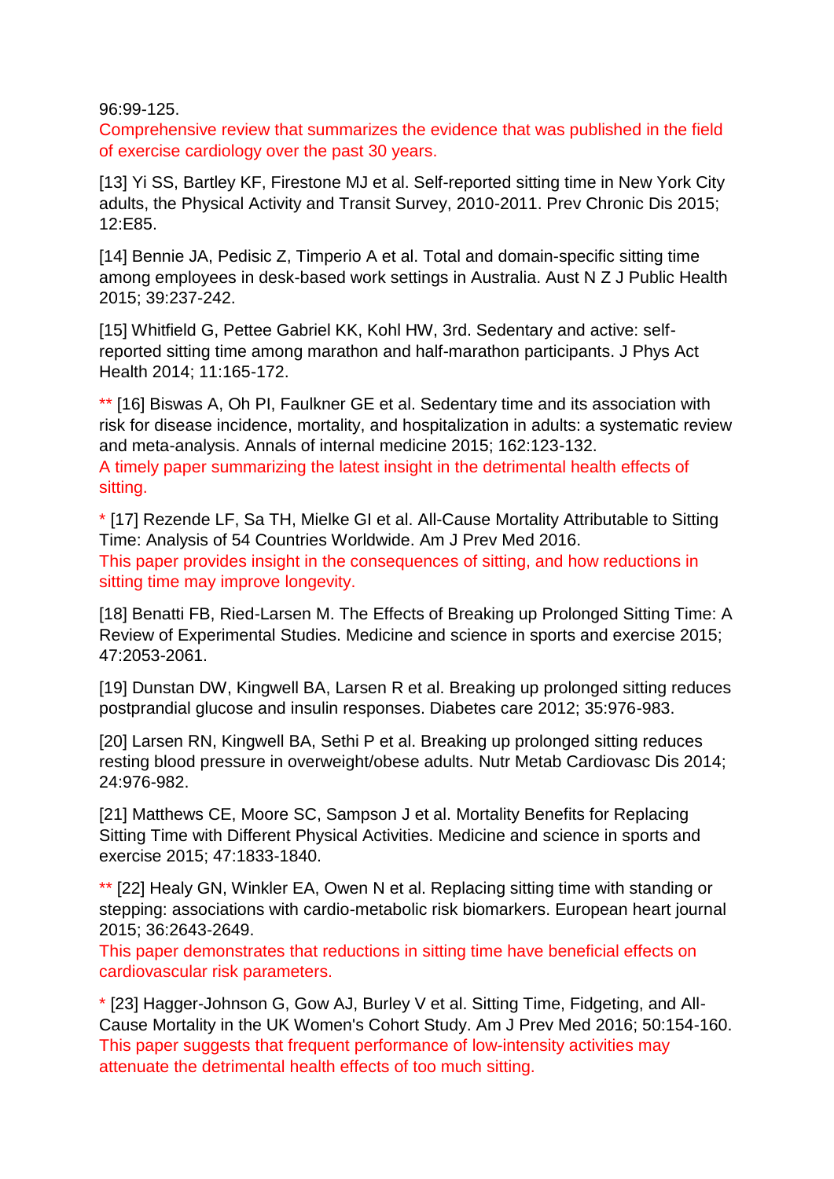96:99-125.

Comprehensive review that summarizes the evidence that was published in the field of exercise cardiology over the past 30 years.

[13] Yi SS, Bartley KF, Firestone MJ et al. Self-reported sitting time in New York City adults, the Physical Activity and Transit Survey, 2010-2011. Prev Chronic Dis 2015; 12:E85.

[14] Bennie JA, Pedisic Z, Timperio A et al. Total and domain-specific sitting time among employees in desk-based work settings in Australia. Aust N Z J Public Health 2015; 39:237-242.

[15] Whitfield G, Pettee Gabriel KK, Kohl HW, 3rd. Sedentary and active: self-reported sitting time among marathon and half-marathon participants. J Phys Act Health 2014; 11:165-172.

** [16] Biswas A, Oh PI, Faulkner GE et al. Sedentary time and its association with risk for disease incidence, mortality, and hospitalization in adults: a systematic review and meta-analysis. Annals of internal medicine 2015; 162:123-132.

A timely paper summarizing the latest insight in the detrimental health effects of sitting.

* [17] Rezende LF, Sa TH, Mielke GI et al. All-Cause Mortality Attributable to Sitting Time: Analysis of 54 Countries Worldwide. Am J Prev Med 2016.

This paper provides insight in the consequences of sitting, and how reductions in sitting time may improve longevity.

[18] Benatti FB, Ried-Larsen M. The Effects of Breaking up Prolonged Sitting Time: A Review of Experimental Studies. Medicine and science in sports and exercise 2015; 47:2053-2061.

[19] Dunstan DW, Kingwell BA, Larsen R et al. Breaking up prolonged sitting reduces postprandial glucose and insulin responses. Diabetes care 2012; 35:976-983.

[20] Larsen RN, Kingwell BA, Sethi P et al. Breaking up prolonged sitting reduces resting blood pressure in overweight/obese adults. Nutr Metab Cardiovasc Dis 2014; 24:976-982.

[21] Matthews CE, Moore SC, Sampson J et al. Mortality Benefits for Replacing Sitting Time with Different Physical Activities. Medicine and science in sports and exercise 2015; 47:1833-1840.

** [22] Healy GN, Winkler EA, Owen N et al. Replacing sitting time with standing or stepping: associations with cardio-metabolic risk biomarkers. European heart journal 2015; 36:2643-2649.

This paper demonstrates that reductions in sitting time have beneficial effects on cardiovascular risk parameters.

* [23] Hagger-Johnson G, Gow AJ, Burley V et al. Sitting Time, Fidgeting, and All-Cause Mortality in the UK Women's Cohort Study. Am J Prev Med 2016; 50:154-160.

This paper suggests that frequent performance of low-intensity activities may attenuate the detrimental health effects of too much sitting.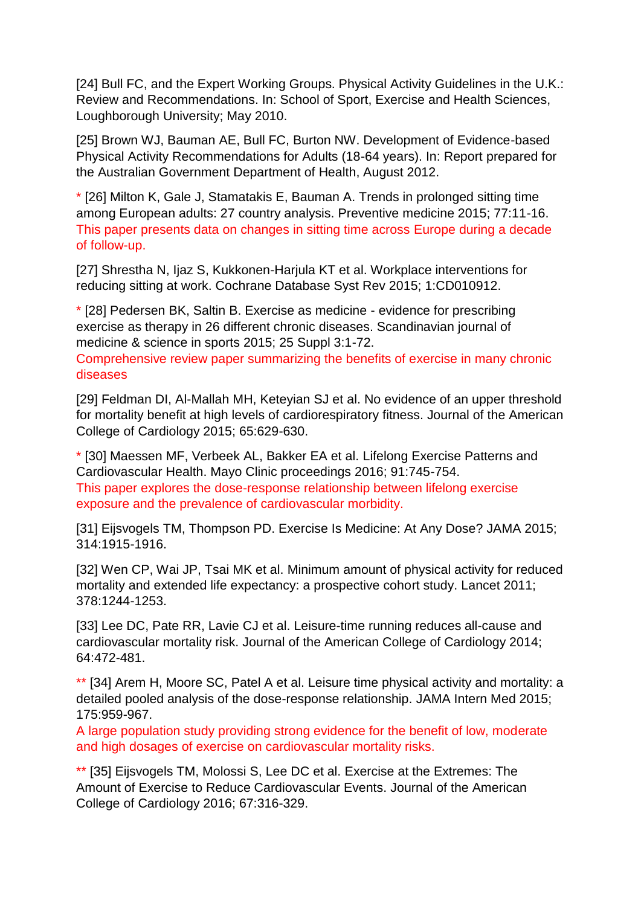[24] Bull FC, and the Expert Working Groups. Physical Activity Guidelines in the U.K.: Review and Recommendations. In: School of Sport, Exercise and Health Sciences, Loughborough University; May 2010.

[25] Brown WJ, Bauman AE, Bull FC, Burton NW. Development of Evidence-based Physical Activity Recommendations for Adults (18-64 years). In: Report prepared for the Australian Government Department of Health, August 2012.

* [26] Milton K, Gale J, Stamatakis E, Bauman A. Trends in prolonged sitting time among European adults: 27 country analysis. Preventive medicine 2015; 77:11-16. This paper presents data on changes in sitting time across Europe during a decade of follow-up.

[27] Shrestha N, Ijaz S, Kukkonen-Harjula KT et al. Workplace interventions for reducing sitting at work. Cochrane Database Syst Rev 2015; 1:CD010912.

* [28] Pedersen BK, Saltin B. Exercise as medicine - evidence for prescribing exercise as therapy in 26 different chronic diseases. Scandinavian journal of medicine & science in sports 2015; 25 Suppl 3:1-72.
Comprehensive review paper summarizing the benefits of exercise in many chronic diseases

[29] Feldman DI, Al-Mallah MH, Keteyian SJ et al. No evidence of an upper threshold for mortality benefit at high levels of cardiorespiratory fitness. Journal of the American College of Cardiology 2015; 65:629-630.

* [30] Maessen MF, Verbeek AL, Bakker EA et al. Lifelong Exercise Patterns and Cardiovascular Health. Mayo Clinic proceedings 2016; 91:745-754.
This paper explores the dose-response relationship between lifelong exercise exposure and the prevalence of cardiovascular morbidity.

[31] Eijsvogels TM, Thompson PD. Exercise Is Medicine: At Any Dose? JAMA 2015; 314:1915-1916.

[32] Wen CP, Wai JP, Tsai MK et al. Minimum amount of physical activity for reduced mortality and extended life expectancy: a prospective cohort study. Lancet 2011; 378:1244-1253.

[33] Lee DC, Pate RR, Lavie CJ et al. Leisure-time running reduces all-cause and cardiovascular mortality risk. Journal of the American College of Cardiology 2014; 64:472-481.

** [34] Arem H, Moore SC, Patel A et al. Leisure time physical activity and mortality: a detailed pooled analysis of the dose-response relationship. JAMA Intern Med 2015; 175:959-967.
A large population study providing strong evidence for the benefit of low, moderate and high dosages of exercise on cardiovascular mortality risks.

** [35] Eijsvogels TM, Molossi S, Lee DC et al. Exercise at the Extremes: The Amount of Exercise to Reduce Cardiovascular Events. Journal of the American College of Cardiology 2016; 67:316-329.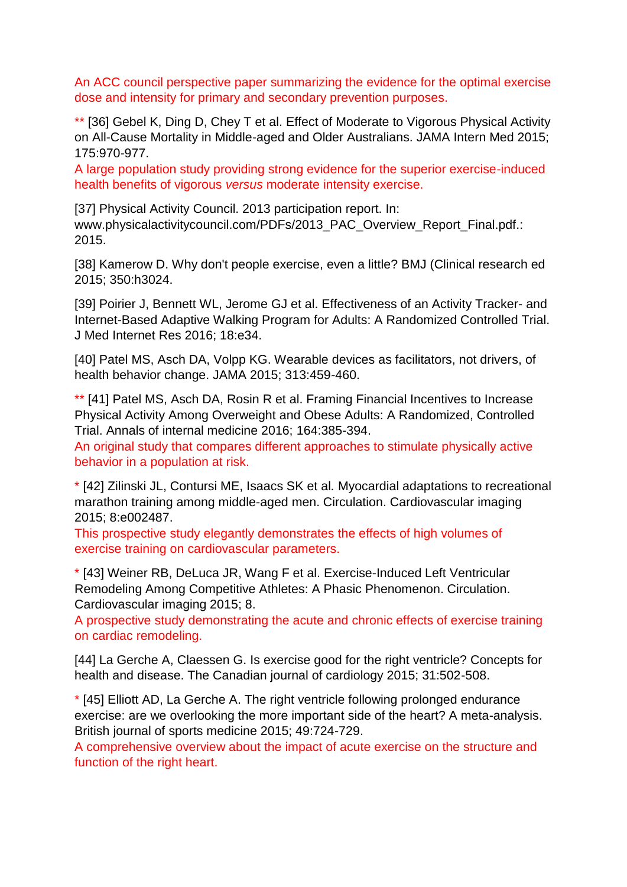An ACC council perspective paper summarizing the evidence for the optimal exercise dose and intensity for primary and secondary prevention purposes.

** [36] Gebel K, Ding D, Chey T et al. Effect of Moderate to Vigorous Physical Activity on All-Cause Mortality in Middle-aged and Older Australians. JAMA Intern Med 2015; 175:970-977.
A large population study providing strong evidence for the superior exercise-induced health benefits of vigorous *versus* moderate intensity exercise.

[37] Physical Activity Council. 2013 participation report. In: www.physicalactivitycouncil.com/PDFs/2013_PAC_Overview_Report_Final.pdf.: 2015.

[38] Kamerow D. Why don't people exercise, even a little? BMJ (Clinical research ed 2015; 350:h3024.

[39] Poirier J, Bennett WL, Jerome GJ et al. Effectiveness of an Activity Tracker- and Internet-Based Adaptive Walking Program for Adults: A Randomized Controlled Trial. J Med Internet Res 2016; 18:e34.

[40] Patel MS, Asch DA, Volpp KG. Wearable devices as facilitators, not drivers, of health behavior change. JAMA 2015; 313:459-460.

** [41] Patel MS, Asch DA, Rosin R et al. Framing Financial Incentives to Increase Physical Activity Among Overweight and Obese Adults: A Randomized, Controlled Trial. Annals of internal medicine 2016; 164:385-394.
An original study that compares different approaches to stimulate physically active behavior in a population at risk.

* [42] Zilinski JL, Contursi ME, Isaacs SK et al. Myocardial adaptations to recreational marathon training among middle-aged men. Circulation. Cardiovascular imaging 2015; 8:e002487.
This prospective study elegantly demonstrates the effects of high volumes of exercise training on cardiovascular parameters.

* [43] Weiner RB, DeLuca JR, Wang F et al. Exercise-Induced Left Ventricular Remodeling Among Competitive Athletes: A Phasic Phenomenon. Circulation. Cardiovascular imaging 2015; 8.
A prospective study demonstrating the acute and chronic effects of exercise training on cardiac remodeling.

[44] La Gerche A, Claessen G. Is exercise good for the right ventricle? Concepts for health and disease. The Canadian journal of cardiology 2015; 31:502-508.

* [45] Elliott AD, La Gerche A. The right ventricle following prolonged endurance exercise: are we overlooking the more important side of the heart? A meta-analysis. British journal of sports medicine 2015; 49:724-729.
A comprehensive overview about the impact of acute exercise on the structure and function of the right heart.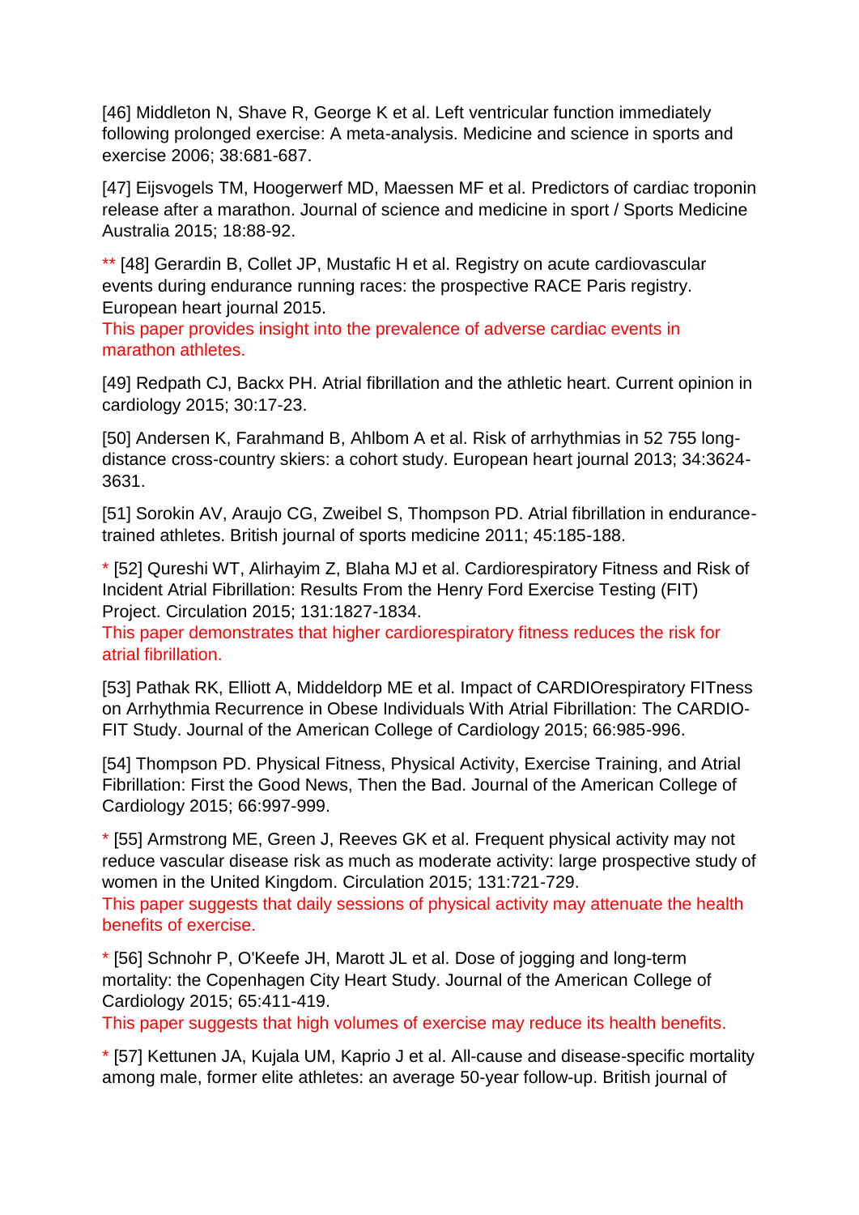[46] Middleton N, Shave R, George K et al. Left ventricular function immediately following prolonged exercise: A meta-analysis. Medicine and science in sports and exercise 2006; 38:681-687.

[47] Eijsvogels TM, Hoogerwerf MD, Maessen MF et al. Predictors of cardiac troponin release after a marathon. Journal of science and medicine in sport / Sports Medicine Australia 2015; 18:88-92.

** [48] Gerardin B, Collet JP, Mustafic H et al. Registry on acute cardiovascular events during endurance running races: the prospective RACE Paris registry. European heart journal 2015.
This paper provides insight into the prevalence of adverse cardiac events in marathon athletes.

[49] Redpath CJ, Backx PH. Atrial fibrillation and the athletic heart. Current opinion in cardiology 2015; 30:17-23.

[50] Andersen K, Farahmand B, Ahlbom A et al. Risk of arrhythmias in 52 755 long-distance cross-country skiers: a cohort study. European heart journal 2013; 34:3624-3631.

[51] Sorokin AV, Araujo CG, Zweibel S, Thompson PD. Atrial fibrillation in endurance-trained athletes. British journal of sports medicine 2011; 45:185-188.

* [52] Qureshi WT, Alirhayim Z, Blaha MJ et al. Cardiorespiratory Fitness and Risk of Incident Atrial Fibrillation: Results From the Henry Ford Exercise Testing (FIT) Project. Circulation 2015; 131:1827-1834.
This paper demonstrates that higher cardiorespiratory fitness reduces the risk for atrial fibrillation.

[53] Pathak RK, Elliott A, Middeldorp ME et al. Impact of CARDIOrespiratory FITness on Arrhythmia Recurrence in Obese Individuals With Atrial Fibrillation: The CARDIO-FIT Study. Journal of the American College of Cardiology 2015; 66:985-996.

[54] Thompson PD. Physical Fitness, Physical Activity, Exercise Training, and Atrial Fibrillation: First the Good News, Then the Bad. Journal of the American College of Cardiology 2015; 66:997-999.

* [55] Armstrong ME, Green J, Reeves GK et al. Frequent physical activity may not reduce vascular disease risk as much as moderate activity: large prospective study of women in the United Kingdom. Circulation 2015; 131:721-729.
This paper suggests that daily sessions of physical activity may attenuate the health benefits of exercise.

* [56] Schnohr P, O'Keefe JH, Marott JL et al. Dose of jogging and long-term mortality: the Copenhagen City Heart Study. Journal of the American College of Cardiology 2015; 65:411-419.
This paper suggests that high volumes of exercise may reduce its health benefits.

* [57] Kettunen JA, Kujala UM, Kaprio J et al. All-cause and disease-specific mortality among male, former elite athletes: an average 50-year follow-up. British journal of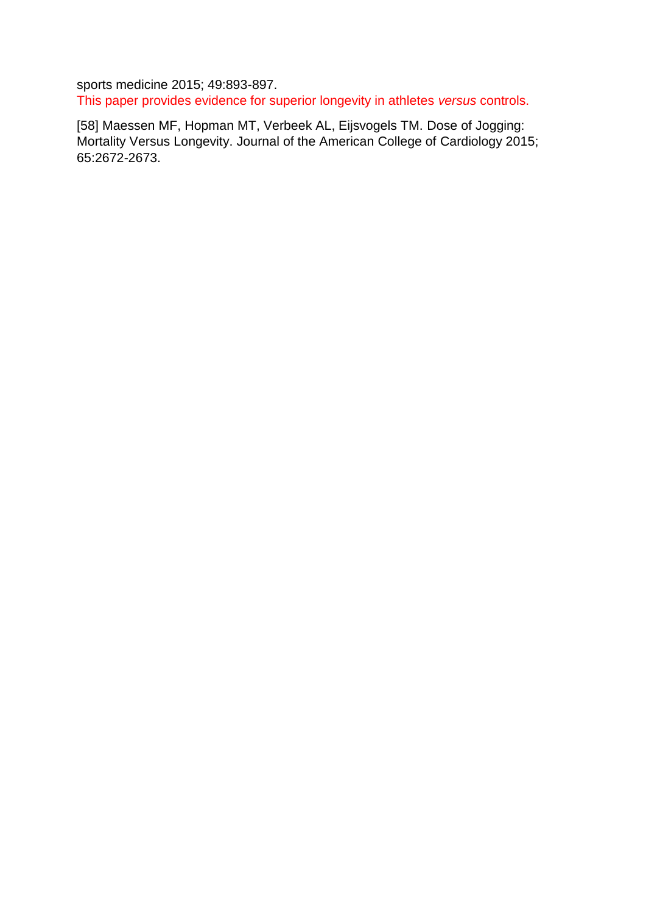sports medicine 2015; 49:893-897.
This paper provides evidence for superior longevity in athletes *versus* controls.

[58] Maessen MF, Hopman MT, Verbeek AL, Eijsvogels TM. Dose of Jogging: Mortality Versus Longevity. Journal of the American College of Cardiology 2015; 65:2672-2673.